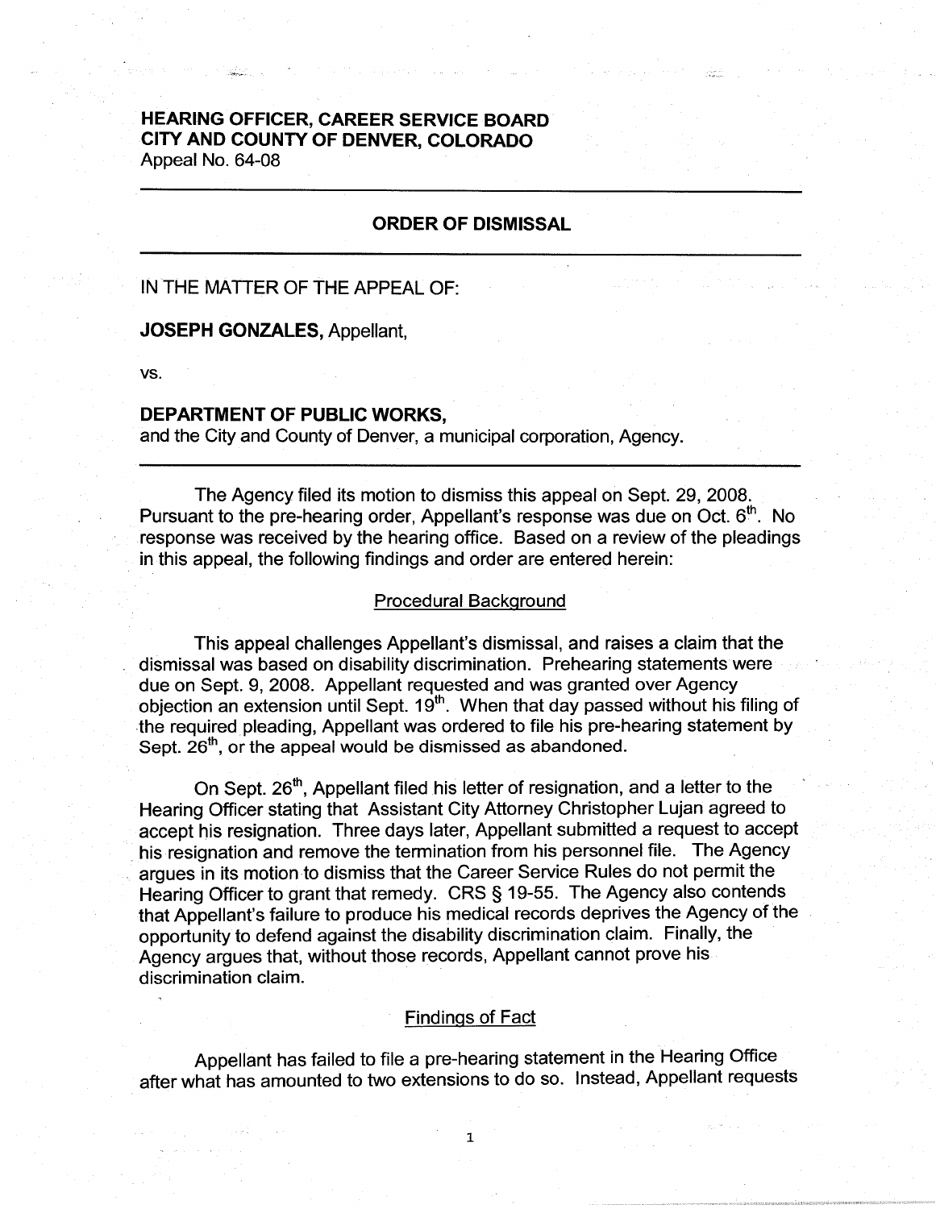**HEARING OFFICER, CAREER SERVICE BOARD**
**CITY AND COUNTY OF DENVER, COLORADO**
Appeal No. 64-08

---

## ORDER OF DISMISSAL

---

IN THE MATTER OF THE APPEAL OF:

**JOSEPH GONZALES,** Appellant,

vs.

**DEPARTMENT OF PUBLIC WORKS,**
and the City and County of Denver, a municipal corporation, Agency.

---

The Agency filed its motion to dismiss this appeal on Sept. 29, 2008. Pursuant to the pre-hearing order, Appellant's response was due on Oct. 6th. No response was received by the hearing office. Based on a review of the pleadings in this appeal, the following findings and order are entered herein:

### Procedural Background

This appeal challenges Appellant's dismissal, and raises a claim that the dismissal was based on disability discrimination. Prehearing statements were due on Sept. 9, 2008. Appellant requested and was granted over Agency objection an extension until Sept. 19th. When that day passed without his filing of the required pleading, Appellant was ordered to file his pre-hearing statement by Sept. 26th, or the appeal would be dismissed as abandoned.

On Sept. 26th, Appellant filed his letter of resignation, and a letter to the Hearing Officer stating that Assistant City Attorney Christopher Lujan agreed to accept his resignation. Three days later, Appellant submitted a request to accept his resignation and remove the termination from his personnel file. The Agency argues in its motion to dismiss that the Career Service Rules do not permit the Hearing Officer to grant that remedy. CRS § 19-55. The Agency also contends that Appellant's failure to produce his medical records deprives the Agency of the opportunity to defend against the disability discrimination claim. Finally, the Agency argues that, without those records, Appellant cannot prove his discrimination claim.

### Findings of Fact

Appellant has failed to file a pre-hearing statement in the Hearing Office after what has amounted to two extensions to do so. Instead, Appellant requests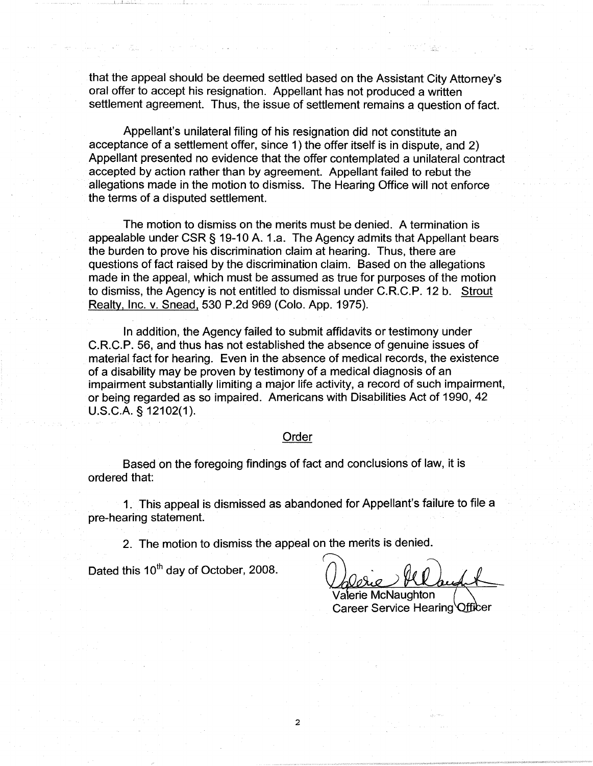that the appeal should be deemed settled based on the Assistant City Attorney's oral offer to accept his resignation. Appellant has not produced a written settlement agreement. Thus, the issue of settlement remains a question of fact.

Appellant's unilateral filing of his resignation did not constitute an acceptance of a settlement offer, since 1) the offer itself is in dispute, and 2) Appellant presented no evidence that the offer contemplated a unilateral contract accepted by action rather than by agreement. Appellant failed to rebut the allegations made in the motion to dismiss. The Hearing Office will not enforce the terms of a disputed settlement.

The motion to dismiss on the merits must be denied. A termination is appealable under CSR § 19-10 A. 1.a. The Agency admits that Appellant bears the burden to prove his discrimination claim at hearing. Thus, there are questions of fact raised by the discrimination claim. Based on the allegations made in the appeal, which must be assumed as true for purposes of the motion to dismiss, the Agency is not entitled to dismissal under C.R.C.P. 12 b. Strout Realty, Inc. v. Snead, 530 P.2d 969 (Colo. App. 1975).

In addition, the Agency failed to submit affidavits or testimony under C.R.C.P. 56, and thus has not established the absence of genuine issues of material fact for hearing. Even in the absence of medical records, the existence of a disability may be proven by testimony of a medical diagnosis of an impairment substantially limiting a major life activity, a record of such impairment, or being regarded as so impaired. Americans with Disabilities Act of 1990, 42 U.S.C.A. § 12102(1).

## Order

Based on the foregoing findings of fact and conclusions of law, it is ordered that:

1. This appeal is dismissed as abandoned for Appellant's failure to file a pre-hearing statement.

2. The motion to dismiss the appeal on the merits is denied.

Dated this 10th day of October, 2008.

Valerie McNaughton
Career Service Hearing Officer